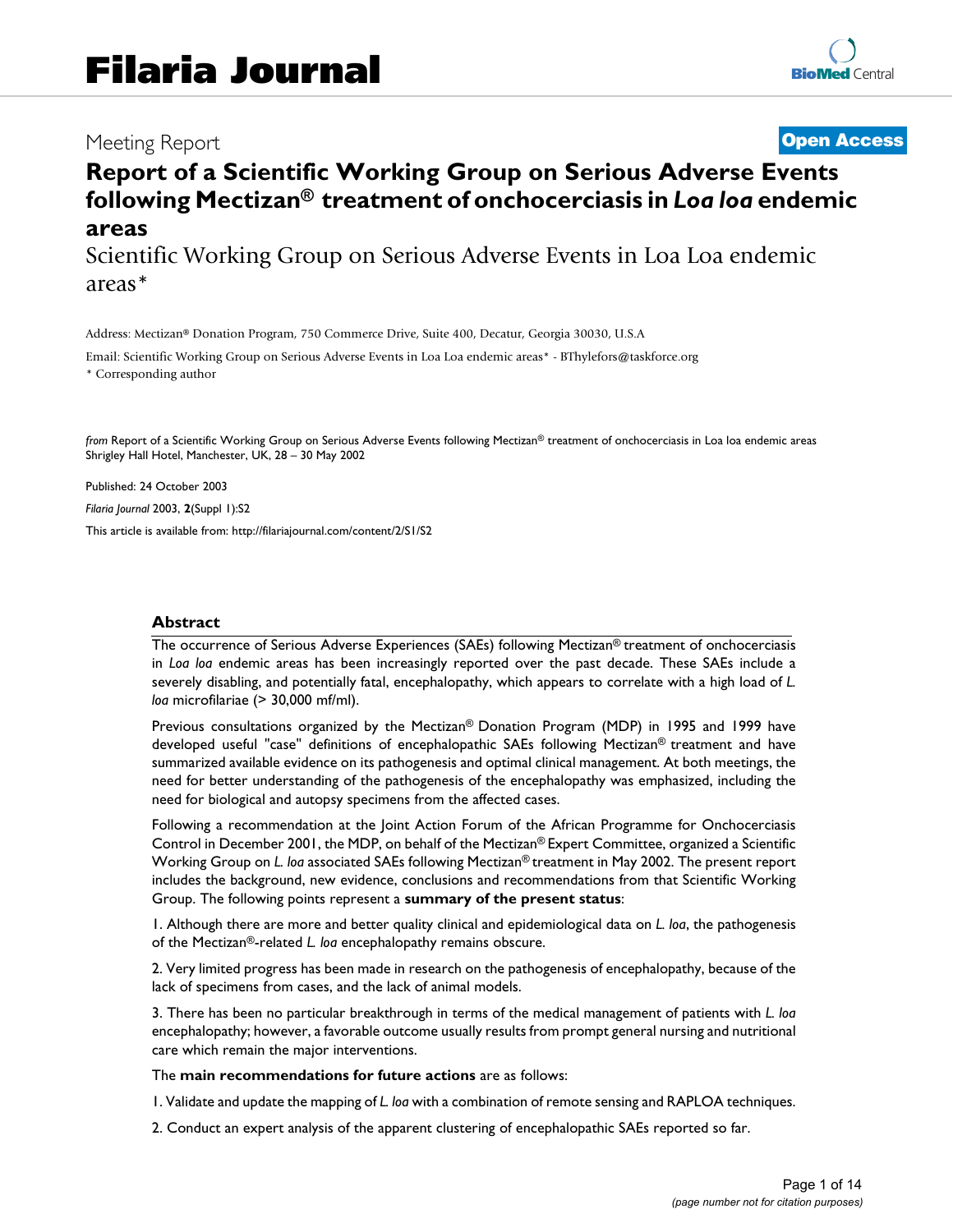# Filaria Journal

Meeting Report **Open Access**

# Report of a Scientific Working Group on Serious Adverse Events following Mectizan® treatment of onchocerciasis in *Loa loa* endemic areas

Scientific Working Group on Serious Adverse Events in Loa Loa endemic areas*

Address: Mectizan® Donation Program, 750 Commerce Drive, Suite 400, Decatur, Georgia 30030, U.S.A

Email: Scientific Working Group on Serious Adverse Events in Loa Loa endemic areas* - BThylefors@taskforce.org

\* Corresponding author

*from* Report of a Scientific Working Group on Serious Adverse Events following Mectizan® treatment of onchocerciasis in Loa loa endemic areas
Shrigley Hall Hotel, Manchester, UK, 28 – 30 May 2002

Published: 24 October 2003

*Filaria Journal* 2003, **2**(Suppl 1):S2

This article is available from: http://filariajournal.com/content/2/S1/S2

## Abstract

The occurrence of Serious Adverse Experiences (SAEs) following Mectizan® treatment of onchocerciasis in *Loa loa* endemic areas has been increasingly reported over the past decade. These SAEs include a severely disabling, and potentially fatal, encephalopathy, which appears to correlate with a high load of *L. loa* microfilariae (> 30,000 mf/ml).

Previous consultations organized by the Mectizan® Donation Program (MDP) in 1995 and 1999 have developed useful "case" definitions of encephalopathic SAEs following Mectizan® treatment and have summarized available evidence on its pathogenesis and optimal clinical management. At both meetings, the need for better understanding of the pathogenesis of the encephalopathy was emphasized, including the need for biological and autopsy specimens from the affected cases.

Following a recommendation at the Joint Action Forum of the African Programme for Onchocerciasis Control in December 2001, the MDP, on behalf of the Mectizan® Expert Committee, organized a Scientific Working Group on *L. loa* associated SAEs following Mectizan® treatment in May 2002. The present report includes the background, new evidence, conclusions and recommendations from that Scientific Working Group. The following points represent a **summary of the present status**:

1. Although there are more and better quality clinical and epidemiological data on *L. loa*, the pathogenesis of the Mectizan®-related *L. loa* encephalopathy remains obscure.

2. Very limited progress has been made in research on the pathogenesis of encephalopathy, because of the lack of specimens from cases, and the lack of animal models.

3. There has been no particular breakthrough in terms of the medical management of patients with *L. loa* encephalopathy; however, a favorable outcome usually results from prompt general nursing and nutritional care which remain the major interventions.

The **main recommendations for future actions** are as follows:

1. Validate and update the mapping of *L. loa* with a combination of remote sensing and RAPLOA techniques.

2. Conduct an expert analysis of the apparent clustering of encephalopathic SAEs reported so far.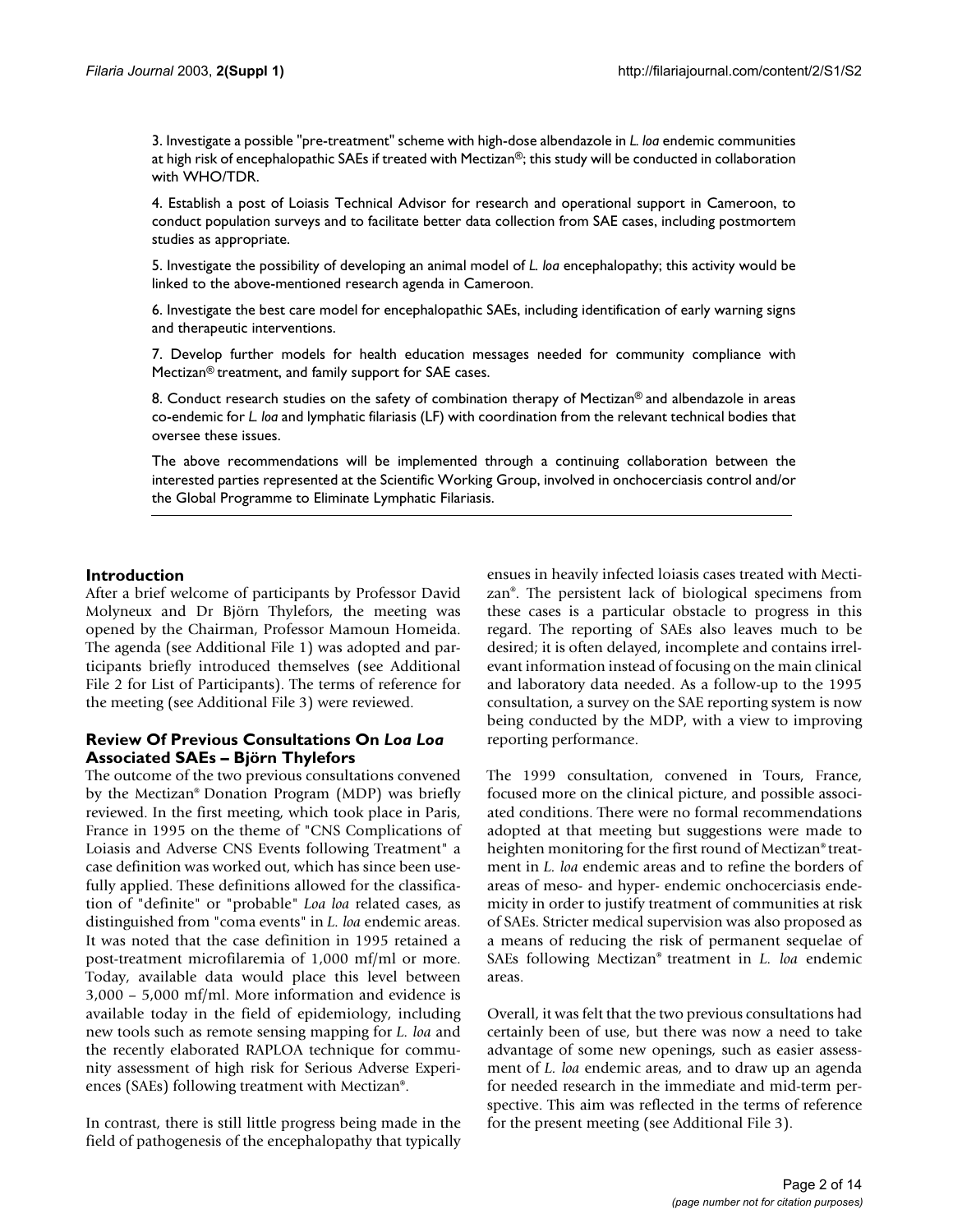3. Investigate a possible "pre-treatment" scheme with high-dose albendazole in *L. loa* endemic communities at high risk of encephalopathic SAEs if treated with Mectizan®; this study will be conducted in collaboration with WHO/TDR.

4. Establish a post of Loiasis Technical Advisor for research and operational support in Cameroon, to conduct population surveys and to facilitate better data collection from SAE cases, including postmortem studies as appropriate.

5. Investigate the possibility of developing an animal model of *L. loa* encephalopathy; this activity would be linked to the above-mentioned research agenda in Cameroon.

6. Investigate the best care model for encephalopathic SAEs, including identification of early warning signs and therapeutic interventions.

7. Develop further models for health education messages needed for community compliance with Mectizan® treatment, and family support for SAE cases.

8. Conduct research studies on the safety of combination therapy of Mectizan® and albendazole in areas co-endemic for *L. loa* and lymphatic filariasis (LF) with coordination from the relevant technical bodies that oversee these issues.

The above recommendations will be implemented through a continuing collaboration between the interested parties represented at the Scientific Working Group, involved in onchocerciasis control and/or the Global Programme to Eliminate Lymphatic Filariasis.

## Introduction

After a brief welcome of participants by Professor David Molyneux and Dr Björn Thylefors, the meeting was opened by the Chairman, Professor Mamoun Homeida. The agenda (see Additional File 1) was adopted and participants briefly introduced themselves (see Additional File 2 for List of Participants). The terms of reference for the meeting (see Additional File 3) were reviewed.

### Review Of Previous Consultations On *Loa Loa* Associated SAEs – Björn Thylefors

The outcome of the two previous consultations convened by the Mectizan® Donation Program (MDP) was briefly reviewed. In the first meeting, which took place in Paris, France in 1995 on the theme of "CNS Complications of Loiasis and Adverse CNS Events following Treatment" a case definition was worked out, which has since been usefully applied. These definitions allowed for the classification of "definite" or "probable" *Loa loa* related cases, as distinguished from "coma events" in *L. loa* endemic areas. It was noted that the case definition in 1995 retained a post-treatment microfilaremia of 1,000 mf/ml or more. Today, available data would place this level between 3,000 – 5,000 mf/ml. More information and evidence is available today in the field of epidemiology, including new tools such as remote sensing mapping for *L. loa* and the recently elaborated RAPLOA technique for community assessment of high risk for Serious Adverse Experiences (SAEs) following treatment with Mectizan®.

In contrast, there is still little progress being made in the field of pathogenesis of the encephalopathy that typically ensues in heavily infected loiasis cases treated with Mectizan®. The persistent lack of biological specimens from these cases is a particular obstacle to progress in this regard. The reporting of SAEs also leaves much to be desired; it is often delayed, incomplete and contains irrelevant information instead of focusing on the main clinical and laboratory data needed. As a follow-up to the 1995 consultation, a survey on the SAE reporting system is now being conducted by the MDP, with a view to improving reporting performance.

The 1999 consultation, convened in Tours, France, focused more on the clinical picture, and possible associated conditions. There were no formal recommendations adopted at that meeting but suggestions were made to heighten monitoring for the first round of Mectizan® treatment in *L. loa* endemic areas and to refine the borders of areas of meso- and hyper- endemic onchocerciasis endemicity in order to justify treatment of communities at risk of SAEs. Stricter medical supervision was also proposed as a means of reducing the risk of permanent sequelae of SAEs following Mectizan® treatment in *L. loa* endemic areas.

Overall, it was felt that the two previous consultations had certainly been of use, but there was now a need to take advantage of some new openings, such as easier assessment of *L. loa* endemic areas, and to draw up an agenda for needed research in the immediate and mid-term perspective. This aim was reflected in the terms of reference for the present meeting (see Additional File 3).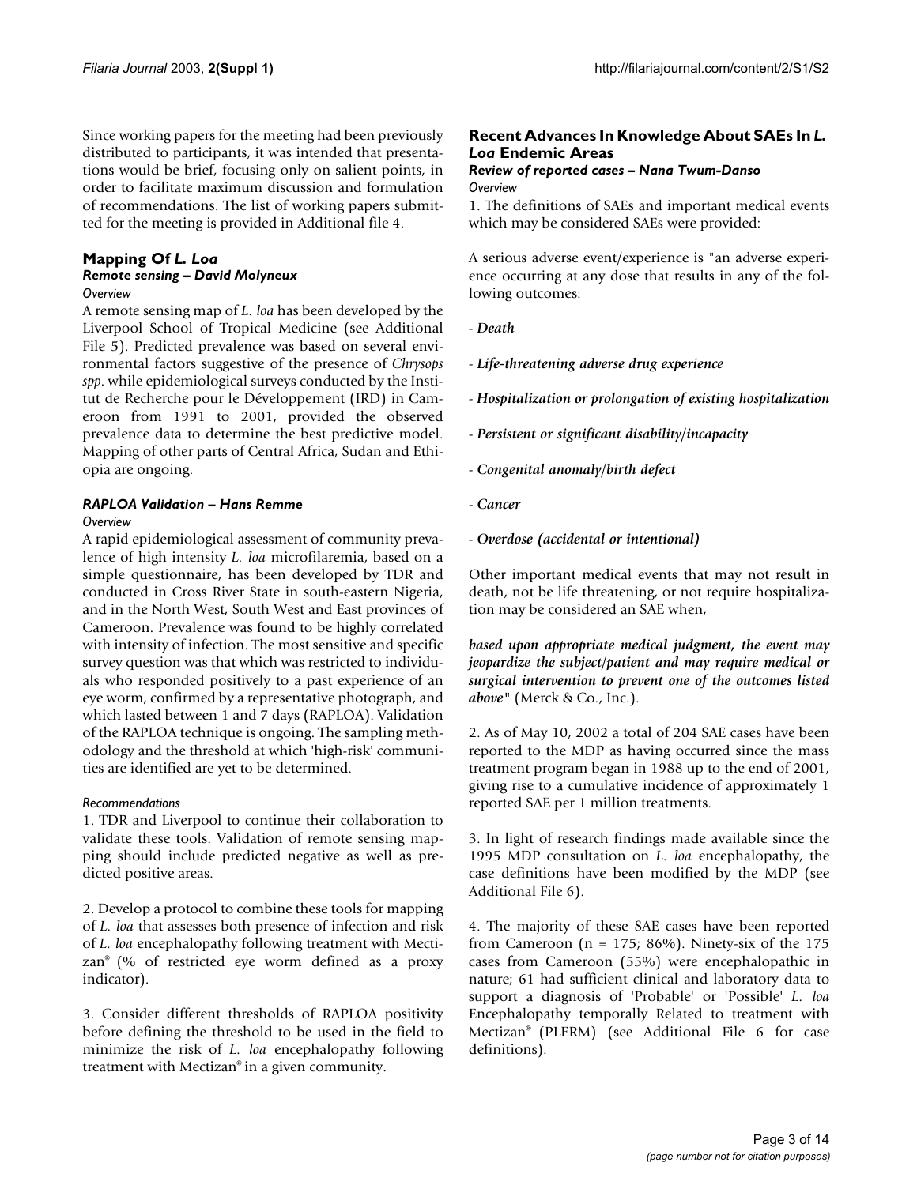Since working papers for the meeting had been previously distributed to participants, it was intended that presentations would be brief, focusing only on salient points, in order to facilitate maximum discussion and formulation of recommendations. The list of working papers submitted for the meeting is provided in Additional file 4.

## Mapping Of *L. Loa*

### *Remote sensing – David Molyneux*

*Overview*

A remote sensing map of *L. loa* has been developed by the Liverpool School of Tropical Medicine (see Additional File 5). Predicted prevalence was based on several environmental factors suggestive of the presence of *Chrysops spp*. while epidemiological surveys conducted by the Institut de Recherche pour le Développement (IRD) in Cameroon from 1991 to 2001, provided the observed prevalence data to determine the best predictive model. Mapping of other parts of Central Africa, Sudan and Ethiopia are ongoing.

### *RAPLOA Validation – Hans Remme*

*Overview*

A rapid epidemiological assessment of community prevalence of high intensity *L. loa* microfilaremia, based on a simple questionnaire, has been developed by TDR and conducted in Cross River State in south-eastern Nigeria, and in the North West, South West and East provinces of Cameroon. Prevalence was found to be highly correlated with intensity of infection. The most sensitive and specific survey question was that which was restricted to individuals who responded positively to a past experience of an eye worm, confirmed by a representative photograph, and which lasted between 1 and 7 days (RAPLOA). Validation of the RAPLOA technique is ongoing. The sampling methodology and the threshold at which 'high-risk' communities are identified are yet to be determined.

*Recommendations*

1. TDR and Liverpool to continue their collaboration to validate these tools. Validation of remote sensing mapping should include predicted negative as well as predicted positive areas.

2. Develop a protocol to combine these tools for mapping of *L. loa* that assesses both presence of infection and risk of *L. loa* encephalopathy following treatment with Mectizan® (% of restricted eye worm defined as a proxy indicator).

3. Consider different thresholds of RAPLOA positivity before defining the threshold to be used in the field to minimize the risk of *L. loa* encephalopathy following treatment with Mectizan® in a given community.

## Recent Advances In Knowledge About SAEs In *L. Loa* Endemic Areas

### *Review of reported cases – Nana Twum-Danso*

*Overview*

1. The definitions of SAEs and important medical events which may be considered SAEs were provided:

A serious adverse event/experience is "an adverse experience occurring at any dose that results in any of the following outcomes:

- ***Death***

- ***Life-threatening adverse drug experience***

- ***Hospitalization or prolongation of existing hospitalization***

- ***Persistent or significant disability/incapacity***

- ***Congenital anomaly/birth defect***

- ***Cancer***

- ***Overdose (accidental or intentional)***

Other important medical events that may not result in death, not be life threatening, or not require hospitalization may be considered an SAE when,

***based upon appropriate medical judgment, the event may jeopardize the subject/patient and may require medical or surgical intervention to prevent one of the outcomes listed above"*** (Merck & Co., Inc.).

2. As of May 10, 2002 a total of 204 SAE cases have been reported to the MDP as having occurred since the mass treatment program began in 1988 up to the end of 2001, giving rise to a cumulative incidence of approximately 1 reported SAE per 1 million treatments.

3. In light of research findings made available since the 1995 MDP consultation on *L. loa* encephalopathy, the case definitions have been modified by the MDP (see Additional File 6).

4. The majority of these SAE cases have been reported from Cameroon (n = 175; 86%). Ninety-six of the 175 cases from Cameroon (55%) were encephalopathic in nature; 61 had sufficient clinical and laboratory data to support a diagnosis of 'Probable' or 'Possible' *L. loa* Encephalopathy temporally Related to treatment with Mectizan® (PLERM) (see Additional File 6 for case definitions).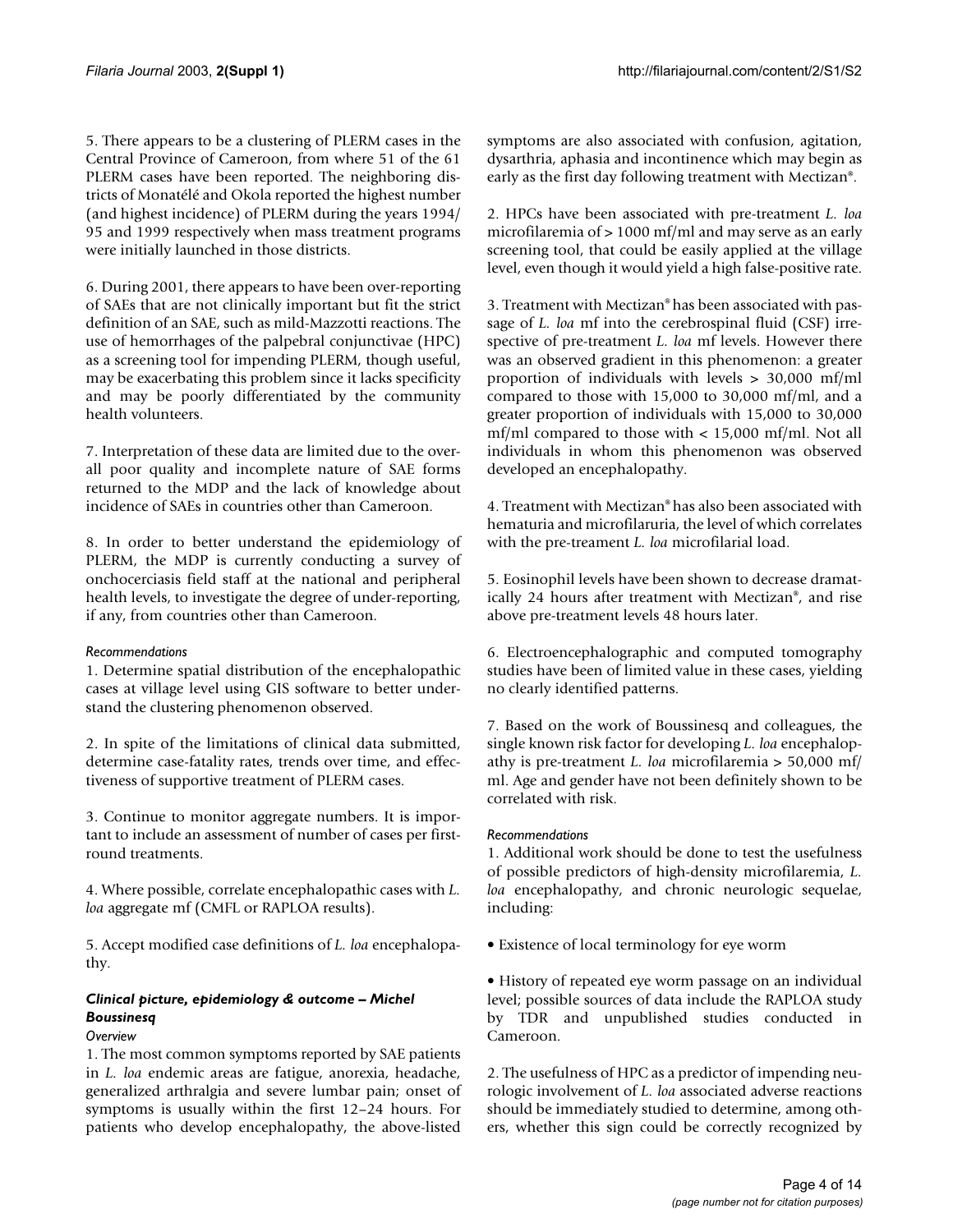5. There appears to be a clustering of PLERM cases in the Central Province of Cameroon, from where 51 of the 61 PLERM cases have been reported. The neighboring districts of Monatélé and Okola reported the highest number (and highest incidence) of PLERM during the years 1994/95 and 1999 respectively when mass treatment programs were initially launched in those districts.

6. During 2001, there appears to have been over-reporting of SAEs that are not clinically important but fit the strict definition of an SAE, such as mild-Mazzotti reactions. The use of hemorrhages of the palpebral conjunctivae (HPC) as a screening tool for impending PLERM, though useful, may be exacerbating this problem since it lacks specificity and may be poorly differentiated by the community health volunteers.

7. Interpretation of these data are limited due to the overall poor quality and incomplete nature of SAE forms returned to the MDP and the lack of knowledge about incidence of SAEs in countries other than Cameroon.

8. In order to better understand the epidemiology of PLERM, the MDP is currently conducting a survey of onchocerciasis field staff at the national and peripheral health levels, to investigate the degree of under-reporting, if any, from countries other than Cameroon.

*Recommendations*

1. Determine spatial distribution of the encephalopathic cases at village level using GIS software to better understand the clustering phenomenon observed.

2. In spite of the limitations of clinical data submitted, determine case-fatality rates, trends over time, and effectiveness of supportive treatment of PLERM cases.

3. Continue to monitor aggregate numbers. It is important to include an assessment of number of cases per first-round treatments.

4. Where possible, correlate encephalopathic cases with *L. loa* aggregate mf (CMFL or RAPLOA results).

5. Accept modified case definitions of *L. loa* encephalopathy.

### *Clinical picture, epidemiology & outcome – Michel Boussinesq*

*Overview*

1. The most common symptoms reported by SAE patients in *L. loa* endemic areas are fatigue, anorexia, headache, generalized arthralgia and severe lumbar pain; onset of symptoms is usually within the first 12–24 hours. For patients who develop encephalopathy, the above-listed symptoms are also associated with confusion, agitation, dysarthria, aphasia and incontinence which may begin as early as the first day following treatment with Mectizan®.

2. HPCs have been associated with pre-treatment *L. loa* microfilaremia of > 1000 mf/ml and may serve as an early screening tool, that could be easily applied at the village level, even though it would yield a high false-positive rate.

3. Treatment with Mectizan® has been associated with passage of *L. loa* mf into the cerebrospinal fluid (CSF) irrespective of pre-treatment *L. loa* mf levels. However there was an observed gradient in this phenomenon: a greater proportion of individuals with levels > 30,000 mf/ml compared to those with 15,000 to 30,000 mf/ml, and a greater proportion of individuals with 15,000 to 30,000 mf/ml compared to those with < 15,000 mf/ml. Not all individuals in whom this phenomenon was observed developed an encephalopathy.

4. Treatment with Mectizan® has also been associated with hematuria and microfilaruria, the level of which correlates with the pre-treament *L. loa* microfilarial load.

5. Eosinophil levels have been shown to decrease dramatically 24 hours after treatment with Mectizan®, and rise above pre-treatment levels 48 hours later.

6. Electroencephalographic and computed tomography studies have been of limited value in these cases, yielding no clearly identified patterns.

7. Based on the work of Boussinesq and colleagues, the single known risk factor for developing *L. loa* encephalopathy is pre-treatment *L. loa* microfilaremia > 50,000 mf/ml. Age and gender have not been definitely shown to be correlated with risk.

*Recommendations*

1. Additional work should be done to test the usefulness of possible predictors of high-density microfilaremia, *L. loa* encephalopathy, and chronic neurologic sequelae, including:

- Existence of local terminology for eye worm

- History of repeated eye worm passage on an individual level; possible sources of data include the RAPLOA study by TDR and unpublished studies conducted in Cameroon.

2. The usefulness of HPC as a predictor of impending neurologic involvement of *L. loa* associated adverse reactions should be immediately studied to determine, among others, whether this sign could be correctly recognized by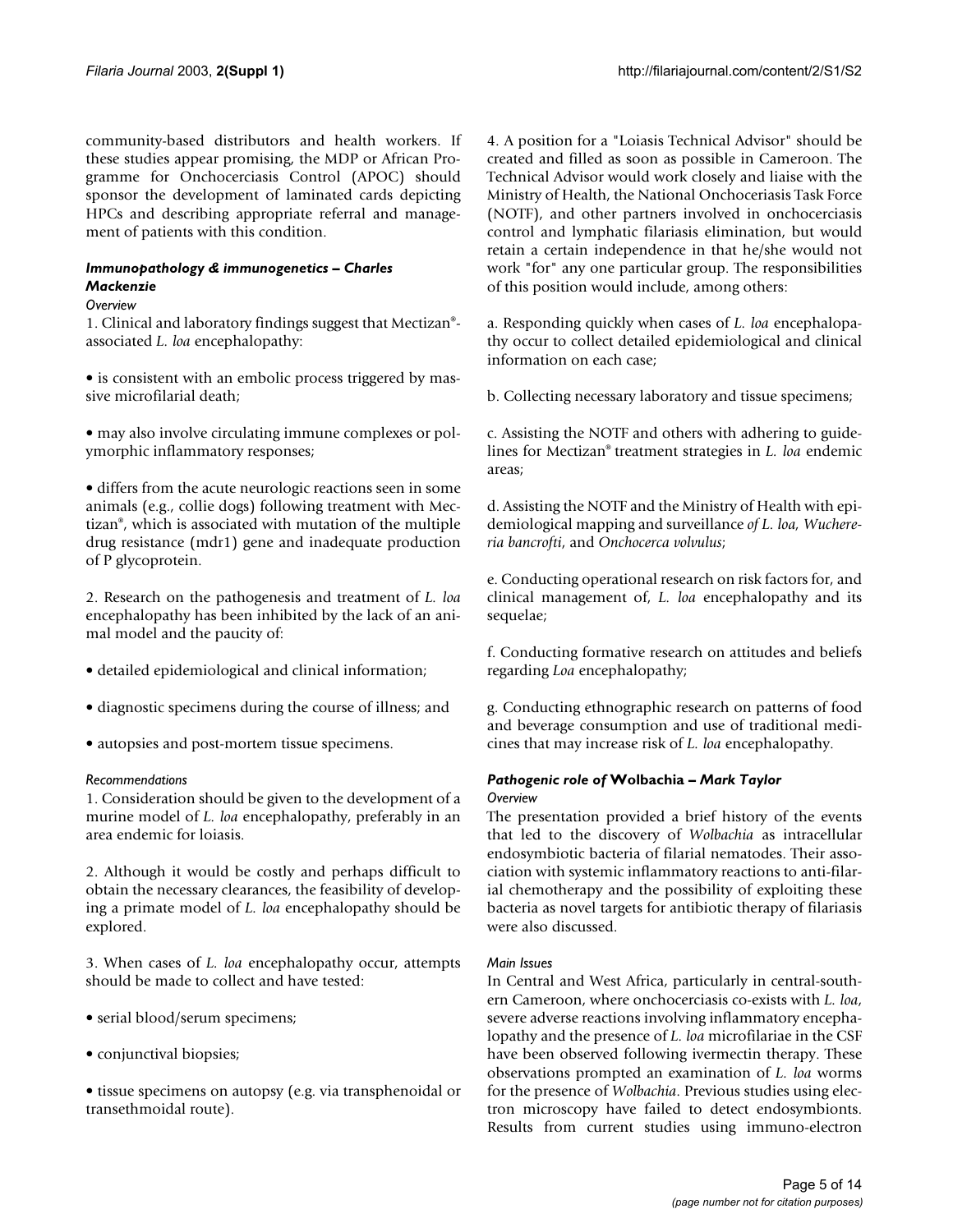community-based distributors and health workers. If these studies appear promising, the MDP or African Programme for Onchocerciasis Control (APOC) should sponsor the development of laminated cards depicting HPCs and describing appropriate referral and management of patients with this condition.

### *Immunopathology & immunogenetics – Charles Mackenzie*

*Overview*

1. Clinical and laboratory findings suggest that Mectizan®-associated *L. loa* encephalopathy:

• is consistent with an embolic process triggered by massive microfilarial death;

• may also involve circulating immune complexes or polymorphic inflammatory responses;

• differs from the acute neurologic reactions seen in some animals (e.g., collie dogs) following treatment with Mectizan®, which is associated with mutation of the multiple drug resistance (mdr1) gene and inadequate production of P glycoprotein.

2. Research on the pathogenesis and treatment of *L. loa* encephalopathy has been inhibited by the lack of an animal model and the paucity of:

• detailed epidemiological and clinical information;

• diagnostic specimens during the course of illness; and

• autopsies and post-mortem tissue specimens.

*Recommendations*

1. Consideration should be given to the development of a murine model of *L. loa* encephalopathy, preferably in an area endemic for loiasis.

2. Although it would be costly and perhaps difficult to obtain the necessary clearances, the feasibility of developing a primate model of *L. loa* encephalopathy should be explored.

3. When cases of *L. loa* encephalopathy occur, attempts should be made to collect and have tested:

• serial blood/serum specimens;

• conjunctival biopsies;

• tissue specimens on autopsy (e.g. via transphenoidal or transethmoidal route).

4. A position for a "Loiasis Technical Advisor" should be created and filled as soon as possible in Cameroon. The Technical Advisor would work closely and liaise with the Ministry of Health, the National Onchoceriasis Task Force (NOTF), and other partners involved in onchocerciasis control and lymphatic filariasis elimination, but would retain a certain independence in that he/she would not work "for" any one particular group. The responsibilities of this position would include, among others:

a. Responding quickly when cases of *L. loa* encephalopathy occur to collect detailed epidemiological and clinical information on each case;

b. Collecting necessary laboratory and tissue specimens;

c. Assisting the NOTF and others with adhering to guidelines for Mectizan® treatment strategies in *L. loa* endemic areas;

d. Assisting the NOTF and the Ministry of Health with epidemiological mapping and surveillance *of L. loa, Wuchereria bancrofti*, and *Onchocerca volvulus*;

e. Conducting operational research on risk factors for, and clinical management of, *L. loa* encephalopathy and its sequelae;

f. Conducting formative research on attitudes and beliefs regarding *Loa* encephalopathy;

g. Conducting ethnographic research on patterns of food and beverage consumption and use of traditional medicines that may increase risk of *L. loa* encephalopathy.

### *Pathogenic role of* Wolbachia *– Mark Taylor*

*Overview*

The presentation provided a brief history of the events that led to the discovery of *Wolbachia* as intracellular endosymbiotic bacteria of filarial nematodes. Their association with systemic inflammatory reactions to anti-filarial chemotherapy and the possibility of exploiting these bacteria as novel targets for antibiotic therapy of filariasis were also discussed.

*Main Issues*

In Central and West Africa, particularly in central-southern Cameroon, where onchocerciasis co-exists with *L. loa*, severe adverse reactions involving inflammatory encephalopathy and the presence of *L. loa* microfilariae in the CSF have been observed following ivermectin therapy. These observations prompted an examination of *L. loa* worms for the presence of *Wolbachia*. Previous studies using electron microscopy have failed to detect endosymbionts. Results from current studies using immuno-electron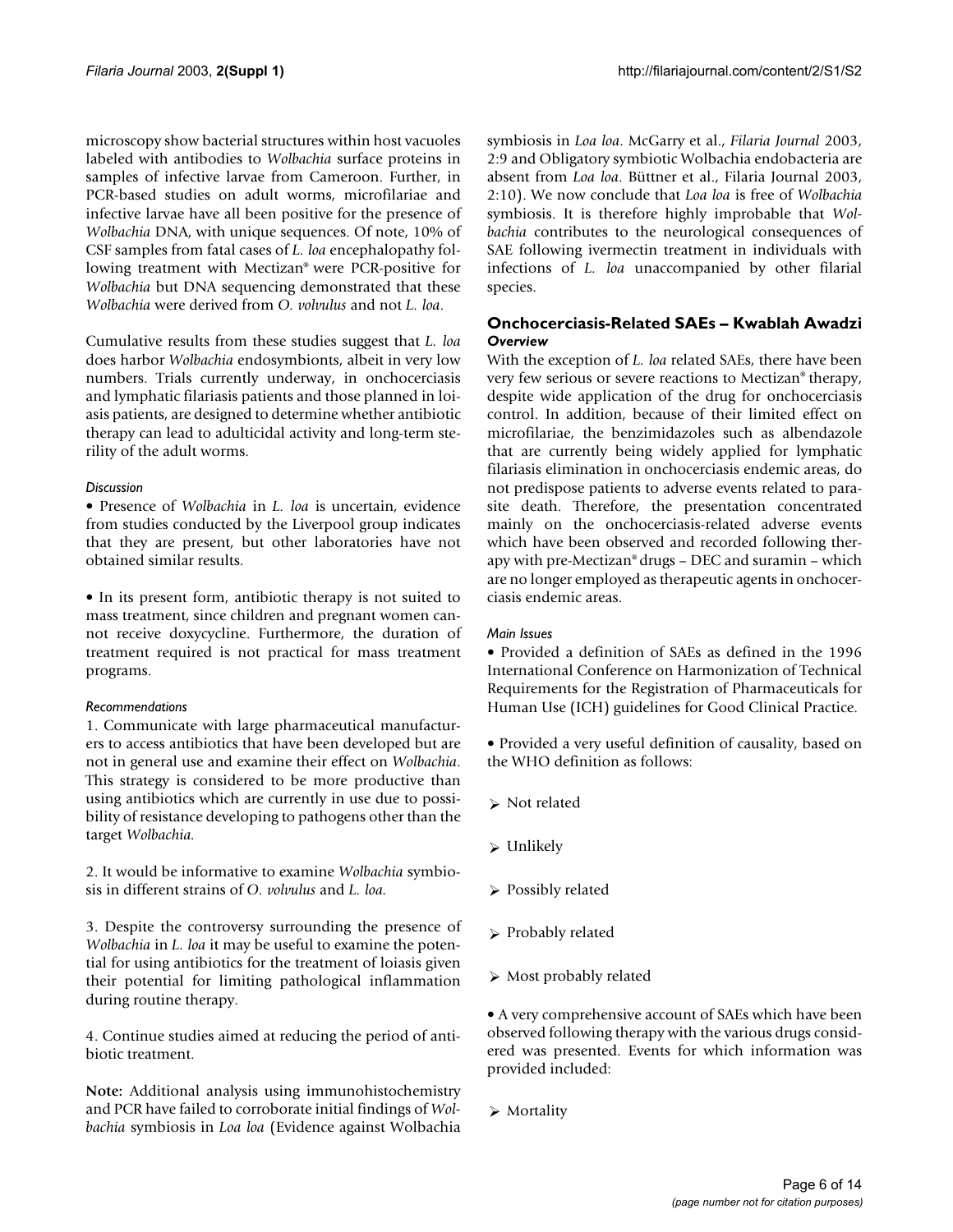microscopy show bacterial structures within host vacuoles labeled with antibodies to *Wolbachia* surface proteins in samples of infective larvae from Cameroon. Further, in PCR-based studies on adult worms, microfilariae and infective larvae have all been positive for the presence of *Wolbachia* DNA, with unique sequences. Of note, 10% of CSF samples from fatal cases of *L. loa* encephalopathy following treatment with Mectizan® were PCR-positive for *Wolbachia* but DNA sequencing demonstrated that these *Wolbachia* were derived from *O. volvulus* and not *L. loa*.

Cumulative results from these studies suggest that *L. loa* does harbor *Wolbachia* endosymbionts, albeit in very low numbers. Trials currently underway, in onchocerciasis and lymphatic filariasis patients and those planned in loiasis patients, are designed to determine whether antibiotic therapy can lead to adulticidal activity and long-term sterility of the adult worms.

#### *Discussion*

• Presence of *Wolbachia* in *L. loa* is uncertain, evidence from studies conducted by the Liverpool group indicates that they are present, but other laboratories have not obtained similar results.

• In its present form, antibiotic therapy is not suited to mass treatment, since children and pregnant women cannot receive doxycycline. Furthermore, the duration of treatment required is not practical for mass treatment programs.

#### *Recommendations*

1. Communicate with large pharmaceutical manufacturers to access antibiotics that have been developed but are not in general use and examine their effect on *Wolbachia*. This strategy is considered to be more productive than using antibiotics which are currently in use due to possibility of resistance developing to pathogens other than the target *Wolbachia*.

2. It would be informative to examine *Wolbachia* symbiosis in different strains of *O. volvulus* and *L. loa*.

3. Despite the controversy surrounding the presence of *Wolbachia* in *L. loa* it may be useful to examine the potential for using antibiotics for the treatment of loiasis given their potential for limiting pathological inflammation during routine therapy.

4. Continue studies aimed at reducing the period of antibiotic treatment.

**Note:** Additional analysis using immunohistochemistry and PCR have failed to corroborate initial findings of *Wolbachia* symbiosis in *Loa loa* (Evidence against Wolbachia symbiosis in *Loa loa*. McGarry et al., *Filaria Journal* 2003, 2:9 and Obligatory symbiotic Wolbachia endobacteria are absent from *Loa loa*. Büttner et al., Filaria Journal 2003, 2:10). We now conclude that *Loa loa* is free of *Wolbachia* symbiosis. It is therefore highly improbable that *Wolbachia* contributes to the neurological consequences of SAE following ivermectin treatment in individuals with infections of *L. loa* unaccompanied by other filarial species.

### Onchocerciasis-Related SAEs – Kwablah Awadzi

#### *Overview*

With the exception of *L. loa* related SAEs, there have been very few serious or severe reactions to Mectizan® therapy, despite wide application of the drug for onchocerciasis control. In addition, because of their limited effect on microfilariae, the benzimidazoles such as albendazole that are currently being widely applied for lymphatic filariasis elimination in onchocerciasis endemic areas, do not predispose patients to adverse events related to parasite death. Therefore, the presentation concentrated mainly on the onchocerciasis-related adverse events which have been observed and recorded following therapy with pre-Mectizan® drugs – DEC and suramin – which are no longer employed as therapeutic agents in onchocerciasis endemic areas.

#### *Main Issues*

• Provided a definition of SAEs as defined in the 1996 International Conference on Harmonization of Technical Requirements for the Registration of Pharmaceuticals for Human Use (ICH) guidelines for Good Clinical Practice.

• Provided a very useful definition of causality, based on the WHO definition as follows:

- Not related
- Unlikely
- Possibly related
- Probably related
- Most probably related

• A very comprehensive account of SAEs which have been observed following therapy with the various drugs considered was presented. Events for which information was provided included:

- Mortality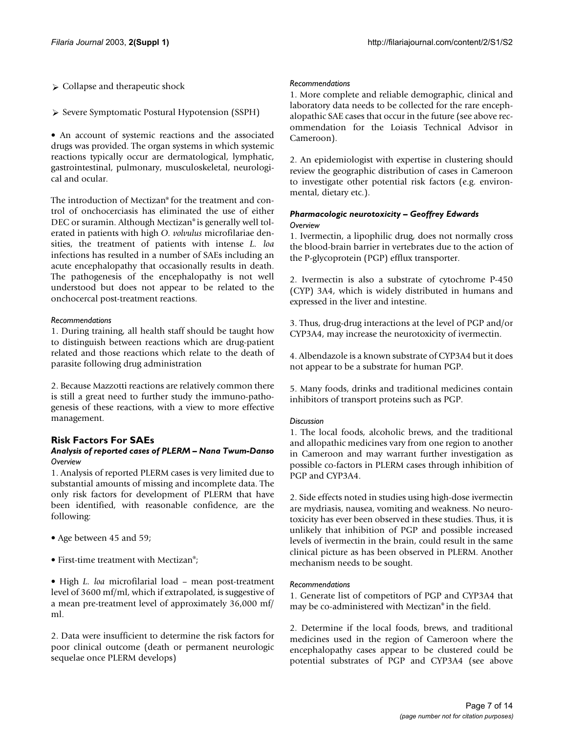- ➢ Collapse and therapeutic shock
- ➢ Severe Symptomatic Postural Hypotension (SSPH)

• An account of systemic reactions and the associated drugs was provided. The organ systems in which systemic reactions typically occur are dermatological, lymphatic, gastrointestinal, pulmonary, musculoskeletal, neurological and ocular.

The introduction of Mectizan® for the treatment and control of onchocerciasis has eliminated the use of either DEC or suramin. Although Mectizan® is generally well tolerated in patients with high *O. volvulus* microfilariae densities, the treatment of patients with intense *L. loa* infections has resulted in a number of SAEs including an acute encephalopathy that occasionally results in death. The pathogenesis of the encephalopathy is not well understood but does not appear to be related to the onchocercal post-treatment reactions.

*Recommendations*

1. During training, all health staff should be taught how to distinguish between reactions which are drug-patient related and those reactions which relate to the death of parasite following drug administration

2. Because Mazzotti reactions are relatively common there is still a great need to further study the immuno-pathogenesis of these reactions, with a view to more effective management.

## Risk Factors For SAEs

### *Analysis of reported cases of PLERM – Nana Twum-Danso*

*Overview*

1. Analysis of reported PLERM cases is very limited due to substantial amounts of missing and incomplete data. The only risk factors for development of PLERM that have been identified, with reasonable confidence, are the following:

• Age between 45 and 59;

• First-time treatment with Mectizan®;

• High *L. loa* microfilarial load – mean post-treatment level of 3600 mf/ml, which if extrapolated, is suggestive of a mean pre-treatment level of approximately 36,000 mf/ml.

2. Data were insufficient to determine the risk factors for poor clinical outcome (death or permanent neurologic sequelae once PLERM develops)

*Recommendations*

1. More complete and reliable demographic, clinical and laboratory data needs to be collected for the rare encephalopathic SAE cases that occur in the future (see above recommendation for the Loiasis Technical Advisor in Cameroon).

2. An epidemiologist with expertise in clustering should review the geographic distribution of cases in Cameroon to investigate other potential risk factors (e.g. environmental, dietary etc.).

### *Pharmacologic neurotoxicity – Geoffrey Edwards*

*Overview*

1. Ivermectin, a lipophilic drug, does not normally cross the blood-brain barrier in vertebrates due to the action of the P-glycoprotein (PGP) efflux transporter.

2. Ivermectin is also a substrate of cytochrome P-450 (CYP) 3A4, which is widely distributed in humans and expressed in the liver and intestine.

3. Thus, drug-drug interactions at the level of PGP and/or CYP3A4, may increase the neurotoxicity of ivermectin.

4. Albendazole is a known substrate of CYP3A4 but it does not appear to be a substrate for human PGP.

5. Many foods, drinks and traditional medicines contain inhibitors of transport proteins such as PGP.

*Discussion*

1. The local foods, alcoholic brews, and the traditional and allopathic medicines vary from one region to another in Cameroon and may warrant further investigation as possible co-factors in PLERM cases through inhibition of PGP and CYP3A4.

2. Side effects noted in studies using high-dose ivermectin are mydriasis, nausea, vomiting and weakness. No neurotoxicity has ever been observed in these studies. Thus, it is unlikely that inhibition of PGP and possible increased levels of ivermectin in the brain, could result in the same clinical picture as has been observed in PLERM. Another mechanism needs to be sought.

*Recommendations*

1. Generate list of competitors of PGP and CYP3A4 that may be co-administered with Mectizan® in the field.

2. Determine if the local foods, brews, and traditional medicines used in the region of Cameroon where the encephalopathy cases appear to be clustered could be potential substrates of PGP and CYP3A4 (see above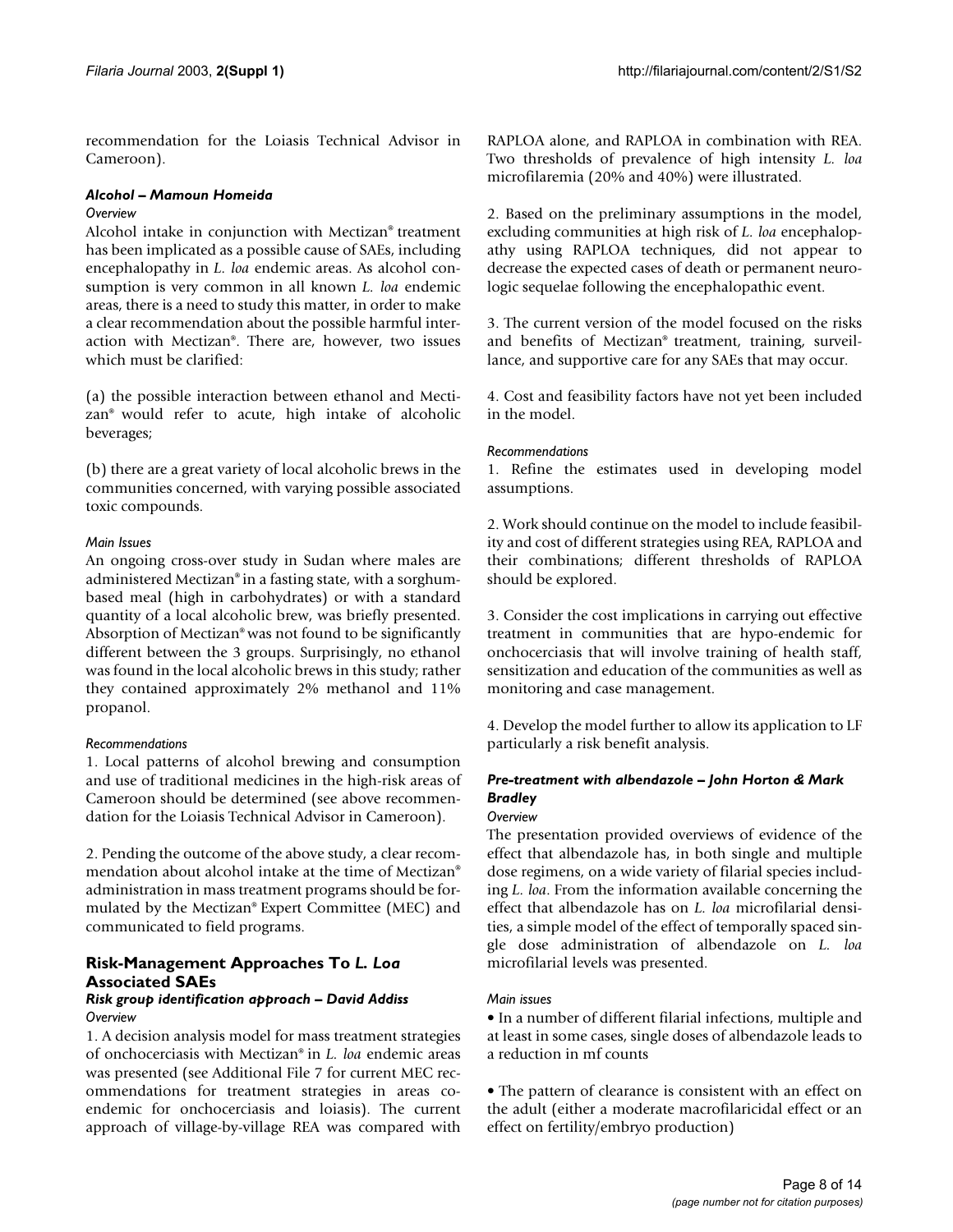recommendation for the Loiasis Technical Advisor in Cameroon).

#### *Alcohol – Mamoun Homeida*

*Overview*

Alcohol intake in conjunction with Mectizan® treatment has been implicated as a possible cause of SAEs, including encephalopathy in *L. loa* endemic areas. As alcohol consumption is very common in all known *L. loa* endemic areas, there is a need to study this matter, in order to make a clear recommendation about the possible harmful interaction with Mectizan®. There are, however, two issues which must be clarified:

(a) the possible interaction between ethanol and Mectizan® would refer to acute, high intake of alcoholic beverages;

(b) there are a great variety of local alcoholic brews in the communities concerned, with varying possible associated toxic compounds.

*Main Issues*

An ongoing cross-over study in Sudan where males are administered Mectizan® in a fasting state, with a sorghum-based meal (high in carbohydrates) or with a standard quantity of a local alcoholic brew, was briefly presented. Absorption of Mectizan® was not found to be significantly different between the 3 groups. Surprisingly, no ethanol was found in the local alcoholic brews in this study; rather they contained approximately 2% methanol and 11% propanol.

*Recommendations*

1. Local patterns of alcohol brewing and consumption and use of traditional medicines in the high-risk areas of Cameroon should be determined (see above recommendation for the Loiasis Technical Advisor in Cameroon).

2. Pending the outcome of the above study, a clear recommendation about alcohol intake at the time of Mectizan® administration in mass treatment programs should be formulated by the Mectizan® Expert Committee (MEC) and communicated to field programs.

### Risk-Management Approaches To *L. Loa* Associated SAEs

#### *Risk group identification approach – David Addiss*

*Overview*

1. A decision analysis model for mass treatment strategies of onchocerciasis with Mectizan® in *L. loa* endemic areas was presented (see Additional File 7 for current MEC recommendations for treatment strategies in areas co-endemic for onchocerciasis and loiasis). The current approach of village-by-village REA was compared with RAPLOA alone, and RAPLOA in combination with REA. Two thresholds of prevalence of high intensity *L. loa* microfilaremia (20% and 40%) were illustrated.

2. Based on the preliminary assumptions in the model, excluding communities at high risk of *L. loa* encephalopathy using RAPLOA techniques, did not appear to decrease the expected cases of death or permanent neurologic sequelae following the encephalopathic event.

3. The current version of the model focused on the risks and benefits of Mectizan® treatment, training, surveillance, and supportive care for any SAEs that may occur.

4. Cost and feasibility factors have not yet been included in the model.

*Recommendations*

1. Refine the estimates used in developing model assumptions.

2. Work should continue on the model to include feasibility and cost of different strategies using REA, RAPLOA and their combinations; different thresholds of RAPLOA should be explored.

3. Consider the cost implications in carrying out effective treatment in communities that are hypo-endemic for onchocerciasis that will involve training of health staff, sensitization and education of the communities as well as monitoring and case management.

4. Develop the model further to allow its application to LF particularly a risk benefit analysis.

#### *Pre-treatment with albendazole – John Horton & Mark Bradley*

*Overview*

The presentation provided overviews of evidence of the effect that albendazole has, in both single and multiple dose regimens, on a wide variety of filarial species including *L. loa*. From the information available concerning the effect that albendazole has on *L. loa* microfilarial densities, a simple model of the effect of temporally spaced single dose administration of albendazole on *L. loa* microfilarial levels was presented.

*Main issues*

- In a number of different filarial infections, multiple and at least in some cases, single doses of albendazole leads to a reduction in mf counts

- The pattern of clearance is consistent with an effect on the adult (either a moderate macrofilaricidal effect or an effect on fertility/embryo production)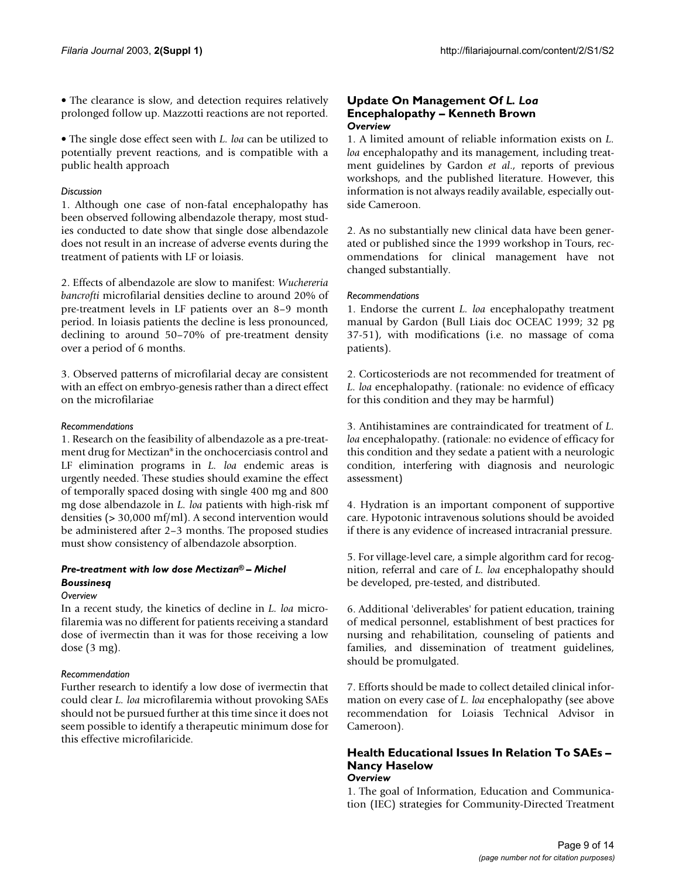• The clearance is slow, and detection requires relatively prolonged follow up. Mazzotti reactions are not reported.

• The single dose effect seen with *L. loa* can be utilized to potentially prevent reactions, and is compatible with a public health approach

*Discussion*

1. Although one case of non-fatal encephalopathy has been observed following albendazole therapy, most studies conducted to date show that single dose albendazole does not result in an increase of adverse events during the treatment of patients with LF or loiasis.

2. Effects of albendazole are slow to manifest: *Wuchereria bancrofti* microfilarial densities decline to around 20% of pre-treatment levels in LF patients over an 8–9 month period. In loiasis patients the decline is less pronounced, declining to around 50–70% of pre-treatment density over a period of 6 months.

3. Observed patterns of microfilarial decay are consistent with an effect on embryo-genesis rather than a direct effect on the microfilariae

*Recommendations*

1. Research on the feasibility of albendazole as a pre-treatment drug for Mectizan® in the onchocerciasis control and LF elimination programs in *L. loa* endemic areas is urgently needed. These studies should examine the effect of temporally spaced dosing with single 400 mg and 800 mg dose albendazole in *L. loa* patients with high-risk mf densities (> 30,000 mf/ml). A second intervention would be administered after 2–3 months. The proposed studies must show consistency of albendazole absorption.

#### *Pre-treatment with low dose Mectizan® – Michel Boussinesq*

*Overview*

In a recent study, the kinetics of decline in *L. loa* microfilaremia was no different for patients receiving a standard dose of ivermectin than it was for those receiving a low dose (3 mg).

*Recommendation*

Further research to identify a low dose of ivermectin that could clear *L. loa* microfilaremia without provoking SAEs should not be pursued further at this time since it does not seem possible to identify a therapeutic minimum dose for this effective microfilaricide.

### Update On Management Of *L. Loa* Encephalopathy – Kenneth Brown

***Overview***

1. A limited amount of reliable information exists on *L. loa* encephalopathy and its management, including treatment guidelines by Gardon *et al*., reports of previous workshops, and the published literature. However, this information is not always readily available, especially outside Cameroon.

2. As no substantially new clinical data have been generated or published since the 1999 workshop in Tours, recommendations for clinical management have not changed substantially.

*Recommendations*

1. Endorse the current *L. loa* encephalopathy treatment manual by Gardon (Bull Liais doc OCEAC 1999; 32 pg 37-51), with modifications (i.e. no massage of coma patients).

2. Corticosteriods are not recommended for treatment of *L. loa* encephalopathy. (rationale: no evidence of efficacy for this condition and they may be harmful)

3. Antihistamines are contraindicated for treatment of *L. loa* encephalopathy. (rationale: no evidence of efficacy for this condition and they sedate a patient with a neurologic condition, interfering with diagnosis and neurologic assessment)

4. Hydration is an important component of supportive care. Hypotonic intravenous solutions should be avoided if there is any evidence of increased intracranial pressure.

5. For village-level care, a simple algorithm card for recognition, referral and care of *L. loa* encephalopathy should be developed, pre-tested, and distributed.

6. Additional 'deliverables' for patient education, training of medical personnel, establishment of best practices for nursing and rehabilitation, counseling of patients and families, and dissemination of treatment guidelines, should be promulgated.

7. Efforts should be made to collect detailed clinical information on every case of *L. loa* encephalopathy (see above recommendation for Loiasis Technical Advisor in Cameroon).

### Health Educational Issues In Relation To SAEs – Nancy Haselow

***Overview***

1. The goal of Information, Education and Communication (IEC) strategies for Community-Directed Treatment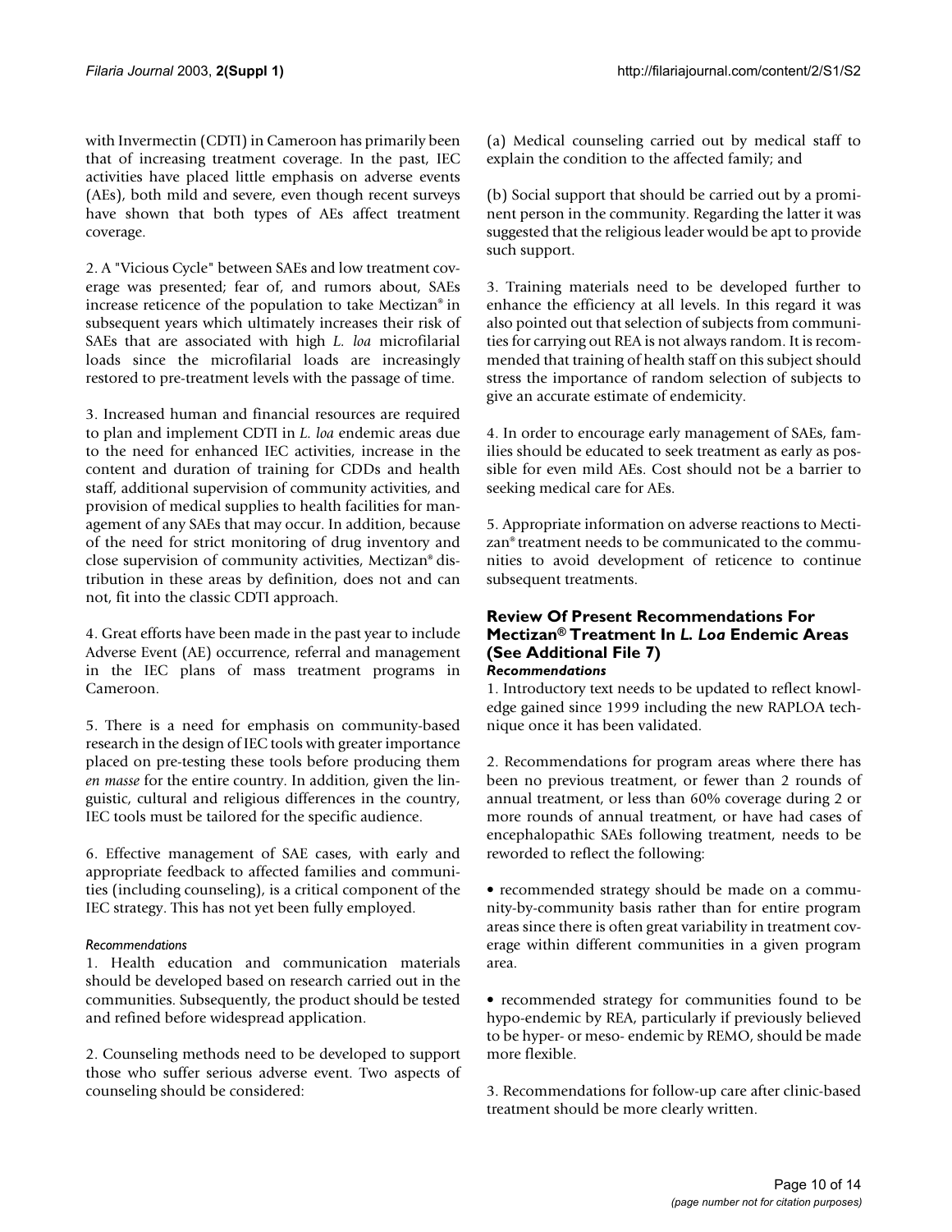with Invermectin (CDTI) in Cameroon has primarily been that of increasing treatment coverage. In the past, IEC activities have placed little emphasis on adverse events (AEs), both mild and severe, even though recent surveys have shown that both types of AEs affect treatment coverage.

2. A "Vicious Cycle" between SAEs and low treatment coverage was presented; fear of, and rumors about, SAEs increase reticence of the population to take Mectizan® in subsequent years which ultimately increases their risk of SAEs that are associated with high *L. loa* microfilarial loads since the microfilarial loads are increasingly restored to pre-treatment levels with the passage of time.

3. Increased human and financial resources are required to plan and implement CDTI in *L. loa* endemic areas due to the need for enhanced IEC activities, increase in the content and duration of training for CDDs and health staff, additional supervision of community activities, and provision of medical supplies to health facilities for management of any SAEs that may occur. In addition, because of the need for strict monitoring of drug inventory and close supervision of community activities, Mectizan® distribution in these areas by definition, does not and can not, fit into the classic CDTI approach.

4. Great efforts have been made in the past year to include Adverse Event (AE) occurrence, referral and management in the IEC plans of mass treatment programs in Cameroon.

5. There is a need for emphasis on community-based research in the design of IEC tools with greater importance placed on pre-testing these tools before producing them *en masse* for the entire country. In addition, given the linguistic, cultural and religious differences in the country, IEC tools must be tailored for the specific audience.

6. Effective management of SAE cases, with early and appropriate feedback to affected families and communities (including counseling), is a critical component of the IEC strategy. This has not yet been fully employed.

*Recommendations*

1. Health education and communication materials should be developed based on research carried out in the communities. Subsequently, the product should be tested and refined before widespread application.

2. Counseling methods need to be developed to support those who suffer serious adverse event. Two aspects of counseling should be considered:

(a) Medical counseling carried out by medical staff to explain the condition to the affected family; and

(b) Social support that should be carried out by a prominent person in the community. Regarding the latter it was suggested that the religious leader would be apt to provide such support.

3. Training materials need to be developed further to enhance the efficiency at all levels. In this regard it was also pointed out that selection of subjects from communities for carrying out REA is not always random. It is recommended that training of health staff on this subject should stress the importance of random selection of subjects to give an accurate estimate of endemicity.

4. In order to encourage early management of SAEs, families should be educated to seek treatment as early as possible for even mild AEs. Cost should not be a barrier to seeking medical care for AEs.

5. Appropriate information on adverse reactions to Mectizan® treatment needs to be communicated to the communities to avoid development of reticence to continue subsequent treatments.

### Review Of Present Recommendations For Mectizan® Treatment In *L. Loa* Endemic Areas (See Additional File 7)

***Recommendations***

1. Introductory text needs to be updated to reflect knowledge gained since 1999 including the new RAPLOA technique once it has been validated.

2. Recommendations for program areas where there has been no previous treatment, or fewer than 2 rounds of annual treatment, or less than 60% coverage during 2 or more rounds of annual treatment, or have had cases of encephalopathic SAEs following treatment, needs to be reworded to reflect the following:

• recommended strategy should be made on a community-by-community basis rather than for entire program areas since there is often great variability in treatment coverage within different communities in a given program area.

• recommended strategy for communities found to be hypo-endemic by REA, particularly if previously believed to be hyper- or meso- endemic by REMO, should be made more flexible.

3. Recommendations for follow-up care after clinic-based treatment should be more clearly written.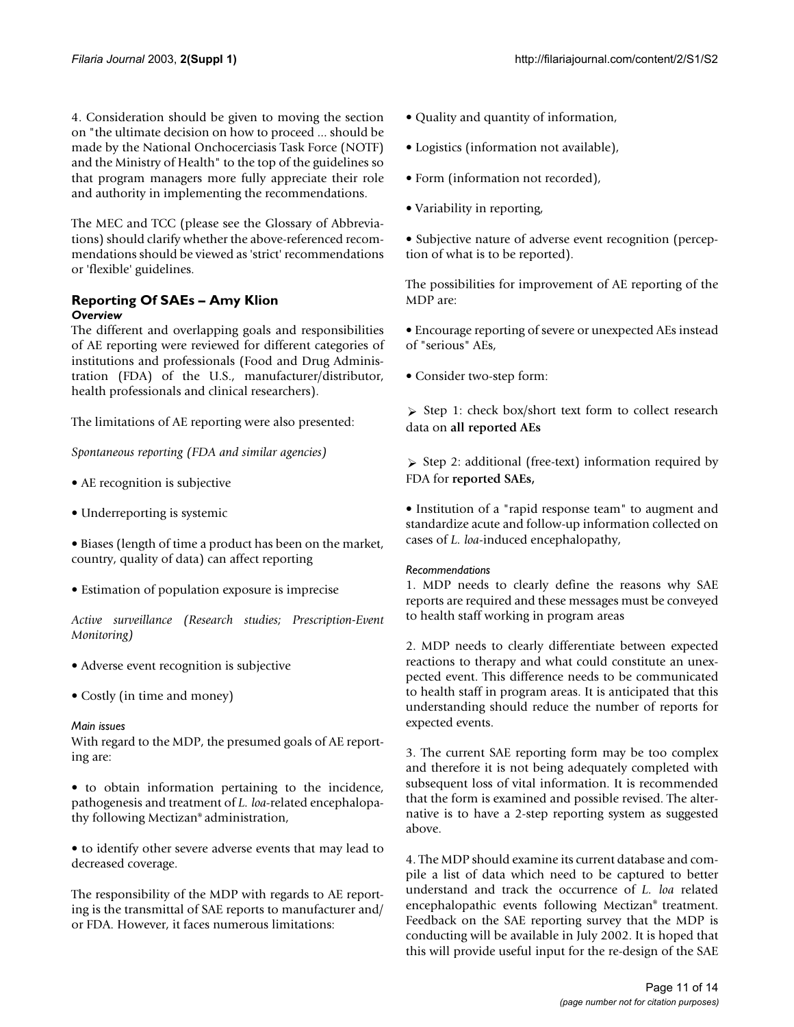4. Consideration should be given to moving the section on "the ultimate decision on how to proceed ... should be made by the National Onchocerciasis Task Force (NOTF) and the Ministry of Health" to the top of the guidelines so that program managers more fully appreciate their role and authority in implementing the recommendations.

The MEC and TCC (please see the Glossary of Abbreviations) should clarify whether the above-referenced recommendations should be viewed as 'strict' recommendations or 'flexible' guidelines.

### Reporting Of SAEs – Amy Klion

#### *Overview*

The different and overlapping goals and responsibilities of AE reporting were reviewed for different categories of institutions and professionals (Food and Drug Administration (FDA) of the U.S., manufacturer/distributor, health professionals and clinical researchers).

The limitations of AE reporting were also presented:

*Spontaneous reporting (FDA and similar agencies)*

- AE recognition is subjective
- Underreporting is systemic
- Biases (length of time a product has been on the market, country, quality of data) can affect reporting
- Estimation of population exposure is imprecise

*Active surveillance (Research studies; Prescription-Event Monitoring)*

- Adverse event recognition is subjective
- Costly (in time and money)

#### *Main issues*

With regard to the MDP, the presumed goals of AE reporting are:

- to obtain information pertaining to the incidence, pathogenesis and treatment of *L. loa*-related encephalopathy following Mectizan® administration,
- to identify other severe adverse events that may lead to decreased coverage.

The responsibility of the MDP with regards to AE reporting is the transmittal of SAE reports to manufacturer and/or FDA. However, it faces numerous limitations:

- Quality and quantity of information,
- Logistics (information not available),
- Form (information not recorded),
- Variability in reporting,
- Subjective nature of adverse event recognition (perception of what is to be reported).

The possibilities for improvement of AE reporting of the MDP are:

- Encourage reporting of severe or unexpected AEs instead of "serious" AEs,
- Consider two-step form:
  - Step 1: check box/short text form to collect research data on **all reported AEs**
  - Step 2: additional (free-text) information required by FDA for **reported SAEs,**
- Institution of a "rapid response team" to augment and standardize acute and follow-up information collected on cases of *L. loa*-induced encephalopathy,

#### *Recommendations*

1. MDP needs to clearly define the reasons why SAE reports are required and these messages must be conveyed to health staff working in program areas

2. MDP needs to clearly differentiate between expected reactions to therapy and what could constitute an unexpected event. This difference needs to be communicated to health staff in program areas. It is anticipated that this understanding should reduce the number of reports for expected events.

3. The current SAE reporting form may be too complex and therefore it is not being adequately completed with subsequent loss of vital information. It is recommended that the form is examined and possible revised. The alternative is to have a 2-step reporting system as suggested above.

4. The MDP should examine its current database and compile a list of data which need to be captured to better understand and track the occurrence of *L. loa* related encephalopathic events following Mectizan® treatment. Feedback on the SAE reporting survey that the MDP is conducting will be available in July 2002. It is hoped that this will provide useful input for the re-design of the SAE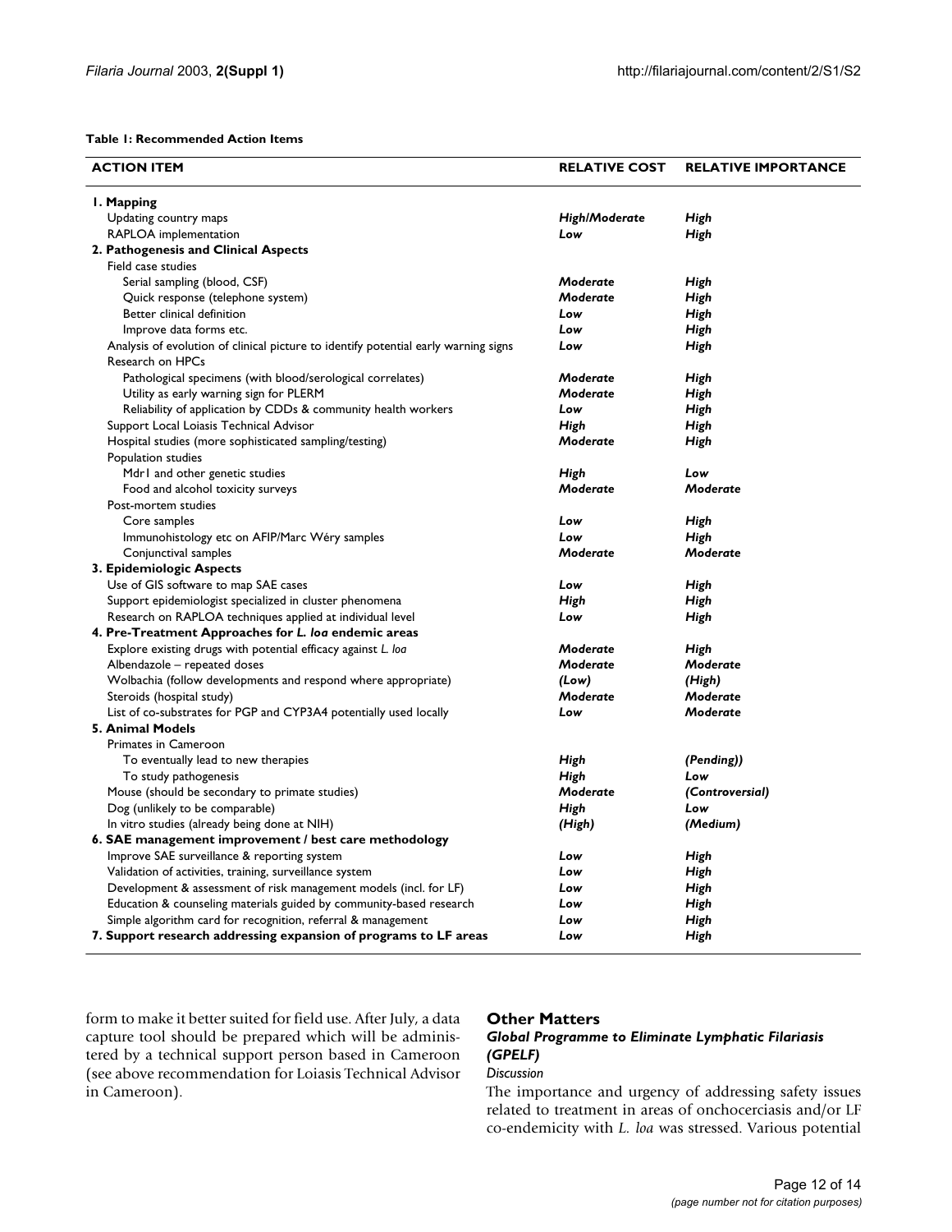**Table 1: Recommended Action Items**

| ACTION ITEM | RELATIVE COST | RELATIVE IMPORTANCE |
| --- | --- | --- |
| **1. Mapping** | | |
| Updating country maps | ***High/Moderate*** | ***High*** |
| RAPLOA implementation | ***Low*** | ***High*** |
| **2. Pathogenesis and Clinical Aspects** | | |
| Field case studies | | |
| Serial sampling (blood, CSF) | ***Moderate*** | ***High*** |
| Quick response (telephone system) | ***Moderate*** | ***High*** |
| Better clinical definition | ***Low*** | ***High*** |
| Improve data forms etc. | ***Low*** | ***High*** |
| Analysis of evolution of clinical picture to identify potential early warning signs | ***Low*** | ***High*** |
| Research on HPCs | | |
| Pathological specimens (with blood/serological correlates) | ***Moderate*** | ***High*** |
| Utility as early warning sign for PLERM | ***Moderate*** | ***High*** |
| Reliability of application by CDDs & community health workers | ***Low*** | ***High*** |
| Support Local Loiasis Technical Advisor | ***High*** | ***High*** |
| Hospital studies (more sophisticated sampling/testing) | ***Moderate*** | ***High*** |
| Population studies | | |
| Mdr1 and other genetic studies | ***High*** | ***Low*** |
| Food and alcohol toxicity surveys | ***Moderate*** | ***Moderate*** |
| Post-mortem studies | | |
| Core samples | ***Low*** | ***High*** |
| Immunohistology etc on AFIP/Marc Wéry samples | ***Low*** | ***High*** |
| Conjunctival samples | ***Moderate*** | ***Moderate*** |
| **3. Epidemiologic Aspects** | | |
| Use of GIS software to map SAE cases | ***Low*** | ***High*** |
| Support epidemiologist specialized in cluster phenomena | ***High*** | ***High*** |
| Research on RAPLOA techniques applied at individual level | ***Low*** | ***High*** |
| **4. Pre-Treatment Approaches for *L. loa* endemic areas** | | |
| Explore existing drugs with potential efficacy against *L. loa* | ***Moderate*** | ***High*** |
| Albendazole – repeated doses | ***Moderate*** | ***Moderate*** |
| Wolbachia (follow developments and respond where appropriate) | ***(Low)*** | ***(High)*** |
| Steroids (hospital study) | ***Moderate*** | ***Moderate*** |
| List of co-substrates for PGP and CYP3A4 potentially used locally | ***Low*** | ***Moderate*** |
| **5. Animal Models** | | |
| Primates in Cameroon | | |
| To eventually lead to new therapies | ***High*** | ***(Pending))*** |
| To study pathogenesis | ***High*** | ***Low*** |
| Mouse (should be secondary to primate studies) | ***Moderate*** | ***(Controversial)*** |
| Dog (unlikely to be comparable) | ***High*** | ***Low*** |
| In vitro studies (already being done at NIH) | ***(High)*** | ***(Medium)*** |
| **6. SAE management improvement / best care methodology** | | |
| Improve SAE surveillance & reporting system | ***Low*** | ***High*** |
| Validation of activities, training, surveillance system | ***Low*** | ***High*** |
| Development & assessment of risk management models (incl. for LF) | ***Low*** | ***High*** |
| Education & counseling materials guided by community-based research | ***Low*** | ***High*** |
| Simple algorithm card for recognition, referral & management | ***Low*** | ***High*** |
| **7. Support research addressing expansion of programs to LF areas** | ***Low*** | ***High*** |

form to make it better suited for field use. After July, a data capture tool should be prepared which will be administered by a technical support person based in Cameroon (see above recommendation for Loiasis Technical Advisor in Cameroon).

## Other Matters

### *Global Programme to Eliminate Lymphatic Filariasis (GPELF)*

*Discussion*

The importance and urgency of addressing safety issues related to treatment in areas of onchocerciasis and/or LF co-endemicity with *L. loa* was stressed. Various potential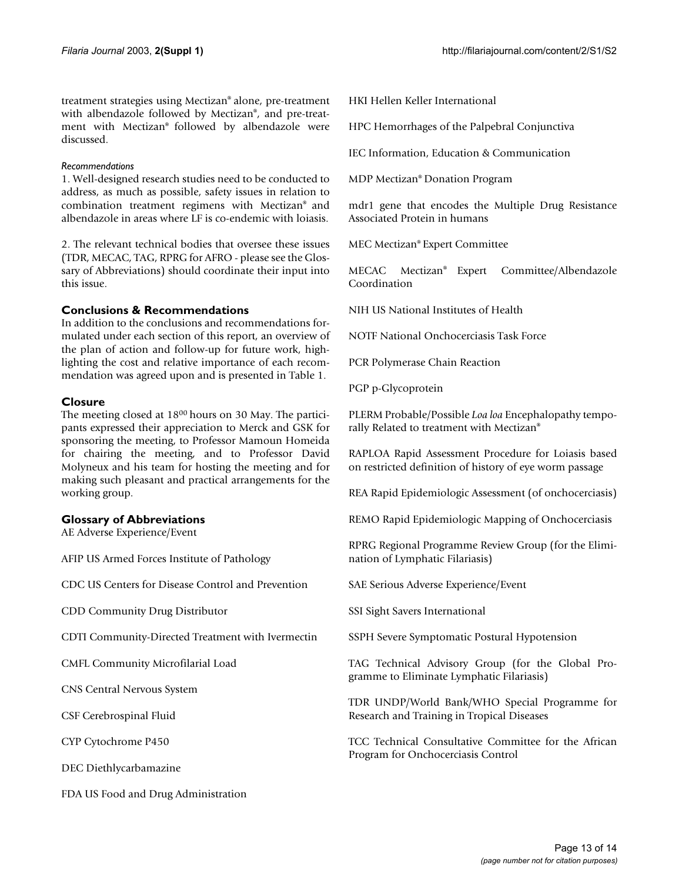treatment strategies using Mectizan® alone, pre-treatment with albendazole followed by Mectizan®, and pre-treatment with Mectizan® followed by albendazole were discussed.

*Recommendations*

1. Well-designed research studies need to be conducted to address, as much as possible, safety issues in relation to combination treatment regimens with Mectizan® and albendazole in areas where LF is co-endemic with loiasis.

2. The relevant technical bodies that oversee these issues (TDR, MECAC, TAG, RPRG for AFRO - please see the Glossary of Abbreviations) should coordinate their input into this issue.

## Conclusions & Recommendations

In addition to the conclusions and recommendations formulated under each section of this report, an overview of the plan of action and follow-up for future work, highlighting the cost and relative importance of each recommendation was agreed upon and is presented in Table 1.

## Closure

The meeting closed at $18^{00}$ hours on 30 May. The participants expressed their appreciation to Merck and GSK for sponsoring the meeting, to Professor Mamoun Homeida for chairing the meeting, and to Professor David Molyneux and his team for hosting the meeting and for making such pleasant and practical arrangements for the working group.

## Glossary of Abbreviations

AE Adverse Experience/Event

AFIP US Armed Forces Institute of Pathology

CDC US Centers for Disease Control and Prevention

CDD Community Drug Distributor

CDTI Community-Directed Treatment with Ivermectin

CMFL Community Microfilarial Load

CNS Central Nervous System

CSF Cerebrospinal Fluid

CYP Cytochrome P450

DEC Diethlycarbamazine

FDA US Food and Drug Administration

HKI Hellen Keller International

HPC Hemorrhages of the Palpebral Conjunctiva

IEC Information, Education & Communication

MDP Mectizan® Donation Program

mdr1 gene that encodes the Multiple Drug Resistance Associated Protein in humans

MEC Mectizan® Expert Committee

MECAC Mectizan® Expert Committee/Albendazole Coordination

NIH US National Institutes of Health

NOTF National Onchocerciasis Task Force

PCR Polymerase Chain Reaction

PGP p-Glycoprotein

PLERM Probable/Possible *Loa loa* Encephalopathy temporally Related to treatment with Mectizan®

RAPLOA Rapid Assessment Procedure for Loiasis based on restricted definition of history of eye worm passage

REA Rapid Epidemiologic Assessment (of onchocerciasis)

REMO Rapid Epidemiologic Mapping of Onchocerciasis

RPRG Regional Programme Review Group (for the Elimination of Lymphatic Filariasis)

SAE Serious Adverse Experience/Event

SSI Sight Savers International

SSPH Severe Symptomatic Postural Hypotension

TAG Technical Advisory Group (for the Global Programme to Eliminate Lymphatic Filariasis)

TDR UNDP/World Bank/WHO Special Programme for Research and Training in Tropical Diseases

TCC Technical Consultative Committee for the African Program for Onchocerciasis Control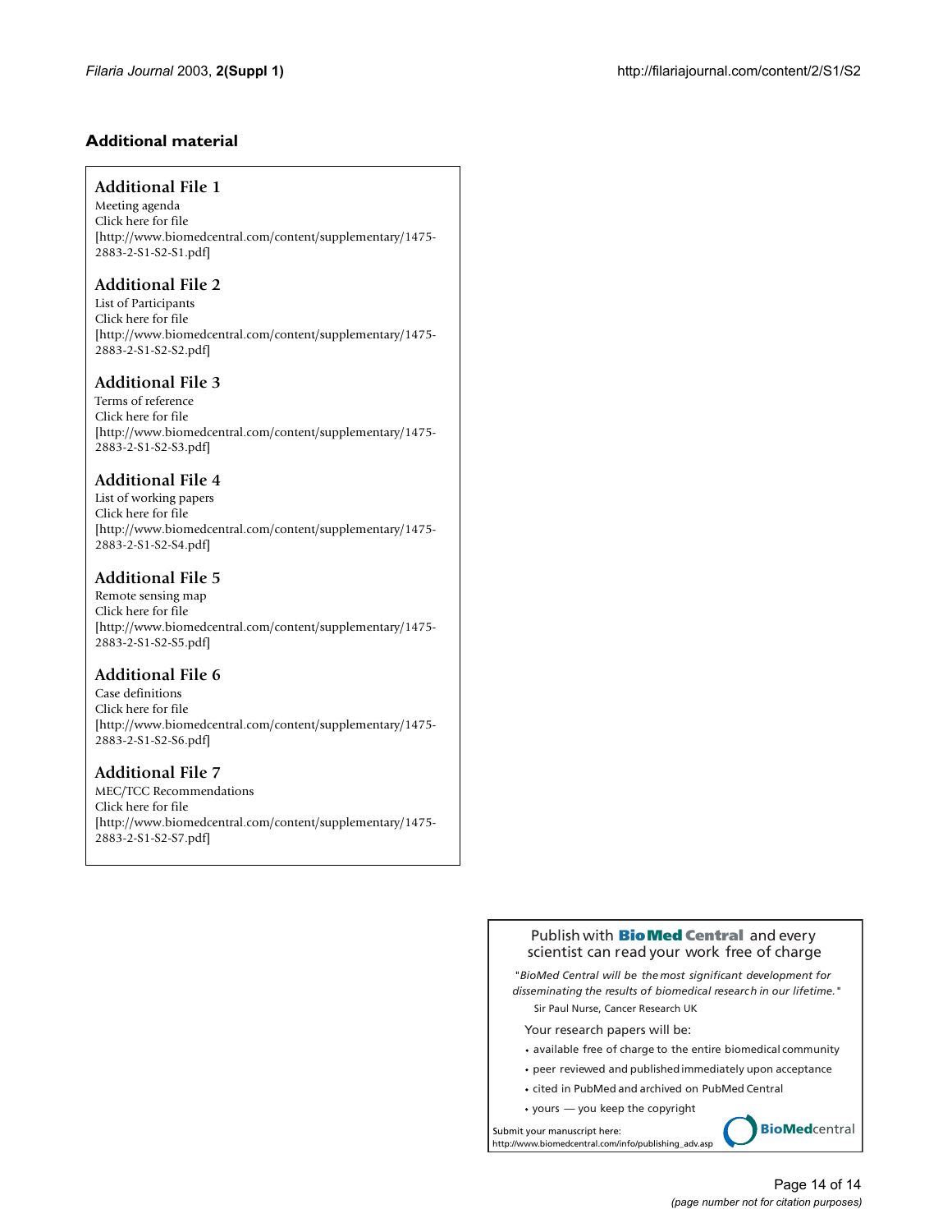## Additional material

### Additional File 1

Meeting agenda

Click here for file

[http://www.biomedcentral.com/content/supplementary/1475-2883-2-S1-S2-S1.pdf]

### Additional File 2

List of Participants

Click here for file

[http://www.biomedcentral.com/content/supplementary/1475-2883-2-S1-S2-S2.pdf]

### Additional File 3

Terms of reference

Click here for file

[http://www.biomedcentral.com/content/supplementary/1475-2883-2-S1-S2-S3.pdf]

### Additional File 4

List of working papers

Click here for file

[http://www.biomedcentral.com/content/supplementary/1475-2883-2-S1-S2-S4.pdf]

### Additional File 5

Remote sensing map

Click here for file

[http://www.biomedcentral.com/content/supplementary/1475-2883-2-S1-S2-S5.pdf]

### Additional File 6

Case definitions

Click here for file

[http://www.biomedcentral.com/content/supplementary/1475-2883-2-S1-S2-S6.pdf]

### Additional File 7

MEC/TCC Recommendations

Click here for file

[http://www.biomedcentral.com/content/supplementary/1475-2883-2-S1-S2-S7.pdf]

Publish with **BioMed Central** and every scientist can read your work free of charge

*"BioMed Central will be the most significant development for disseminating the results of biomedical research in our lifetime."*

Sir Paul Nurse, Cancer Research UK

Your research papers will be:

- available free of charge to the entire biomedical community
- peer reviewed and published immediately upon acceptance
- cited in PubMed and archived on PubMed Central
- yours — you keep the copyright

Submit your manuscript here:
http://www.biomedcentral.com/info/publishing_adv.asp

**BioMed**central